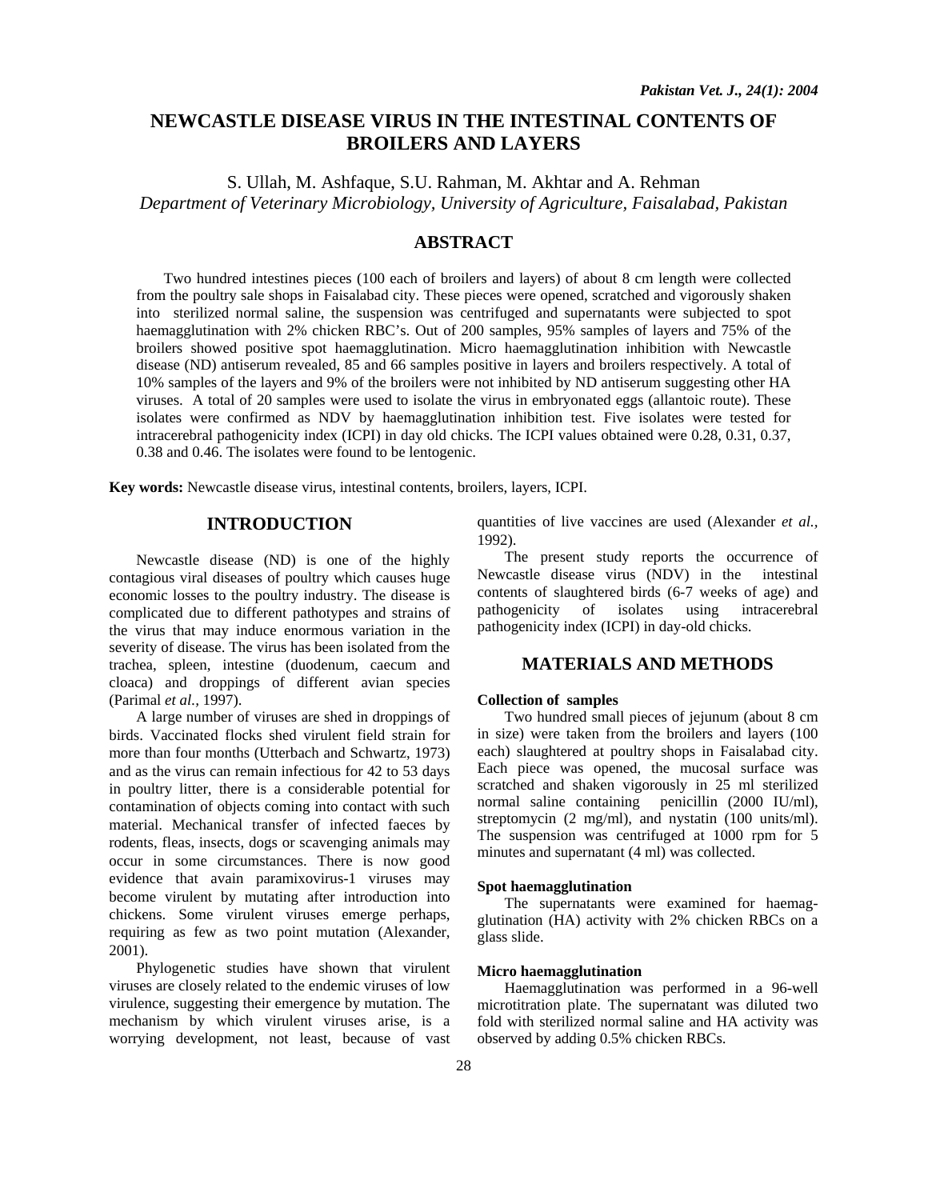# NEWCASTLE DISEASE VIRUS IN THE INTESTINAL CONTENTS OF BROILERS AND LAYERS

S. Ullah, M. Ashfaque, S.U. Rahman, M. Akhtar and A. Rehman

*Department of Veterinary Microbiology, University of Agriculture, Faisalabad, Pakistan*

## ABSTRACT

Two hundred intestines pieces (100 each of broilers and layers) of about 8 cm length were collected from the poultry sale shops in Faisalabad city. These pieces were opened, scratched and vigorously shaken into sterilized normal saline, the suspension was centrifuged and supernatants were subjected to spot haemagglutination with 2% chicken RBC's. Out of 200 samples, 95% samples of layers and 75% of the broilers showed positive spot haemagglutination. Micro haemagglutination inhibition with Newcastle disease (ND) antiserum revealed, 85 and 66 samples positive in layers and broilers respectively. A total of 10% samples of the layers and 9% of the broilers were not inhibited by ND antiserum suggesting other HA viruses. A total of 20 samples were used to isolate the virus in embryonated eggs (allantoic route). These isolates were confirmed as NDV by haemagglutination inhibition test. Five isolates were tested for intracerebral pathogenicity index (ICPI) in day old chicks. The ICPI values obtained were 0.28, 0.31, 0.37, 0.38 and 0.46. The isolates were found to be lentogenic.

**Key words:** Newcastle disease virus, intestinal contents, broilers, layers, ICPI.

## INTRODUCTION

Newcastle disease (ND) is one of the highly contagious viral diseases of poultry which causes huge economic losses to the poultry industry. The disease is complicated due to different pathotypes and strains of the virus that may induce enormous variation in the severity of disease. The virus has been isolated from the trachea, spleen, intestine (duodenum, caecum and cloaca) and droppings of different avian species (Parimal *et al.,* 1997).

A large number of viruses are shed in droppings of birds. Vaccinated flocks shed virulent field strain for more than four months (Utterbach and Schwartz, 1973) and as the virus can remain infectious for 42 to 53 days in poultry litter, there is a considerable potential for contamination of objects coming into contact with such material. Mechanical transfer of infected faeces by rodents, fleas, insects, dogs or scavenging animals may occur in some circumstances. There is now good evidence that avain paramixovirus-1 viruses may become virulent by mutating after introduction into chickens. Some virulent viruses emerge perhaps, requiring as few as two point mutation (Alexander, 2001).

Phylogenetic studies have shown that virulent viruses are closely related to the endemic viruses of low virulence, suggesting their emergence by mutation. The mechanism by which virulent viruses arise, is a worrying development, not least, because of vast quantities of live vaccines are used (Alexander *et al.,* 1992).

The present study reports the occurrence of Newcastle disease virus (NDV) in the intestinal contents of slaughtered birds (6-7 weeks of age) and pathogenicity of isolates using intracerebral pathogenicity index (ICPI) in day-old chicks.

## MATERIALS AND METHODS

### Collection of samples

Two hundred small pieces of jejunum (about 8 cm in size) were taken from the broilers and layers (100 each) slaughtered at poultry shops in Faisalabad city. Each piece was opened, the mucosal surface was scratched and shaken vigorously in 25 ml sterilized normal saline containing penicillin (2000 IU/ml), streptomycin (2 mg/ml), and nystatin (100 units/ml). The suspension was centrifuged at 1000 rpm for 5 minutes and supernatant (4 ml) was collected.

### Spot haemagglutination

The supernatants were examined for haemagglutination (HA) activity with 2% chicken RBCs on a glass slide.

### Micro haemagglutination

Haemagglutination was performed in a 96-well microtitration plate. The supernatant was diluted two fold with sterilized normal saline and HA activity was observed by adding 0.5% chicken RBCs.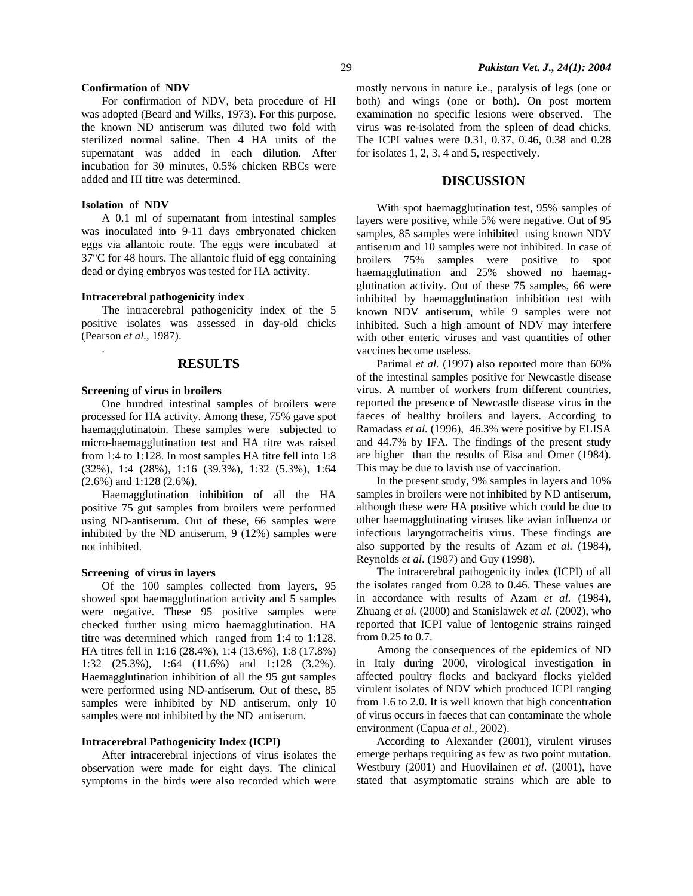#### Confirmation of NDV

For confirmation of NDV, beta procedure of HI was adopted (Beard and Wilks, 1973). For this purpose, the known ND antiserum was diluted two fold with sterilized normal saline. Then 4 HA units of the supernatant was added in each dilution. After incubation for 30 minutes, 0.5% chicken RBCs were added and HI titre was determined.

#### Isolation of NDV

A 0.1 ml of supernatant from intestinal samples was inoculated into 9-11 days embryonated chicken eggs via allantoic route. The eggs were incubated at 37°C for 48 hours. The allantoic fluid of egg containing dead or dying embryos was tested for HA activity.

#### Intracerebral pathogenicity index

The intracerebral pathogenicity index of the 5 positive isolates was assessed in day-old chicks (Pearson *et al.,* 1987).

.

## RESULTS

#### Screening of virus in broilers

One hundred intestinal samples of broilers were processed for HA activity. Among these, 75% gave spot haemagglutinatoin. These samples were subjected to micro-haemagglutination test and HA titre was raised from 1:4 to 1:128. In most samples HA titre fell into 1:8 (32%), 1:4 (28%), 1:16 (39.3%), 1:32 (5.3%), 1:64 (2.6%) and 1:128 (2.6%).

Haemagglutination inhibition of all the HA positive 75 gut samples from broilers were performed using ND-antiserum. Out of these, 66 samples were inhibited by the ND antiserum, 9 (12%) samples were not inhibited.

#### Screening of virus in layers

Of the 100 samples collected from layers, 95 showed spot haemagglutination activity and 5 samples were negative. These 95 positive samples were checked further using micro haemagglutination. HA titre was determined which ranged from 1:4 to 1:128. HA titres fell in 1:16 (28.4%), 1:4 (13.6%), 1:8 (17.8%) 1:32 (25.3%), 1:64 (11.6%) and 1:128 (3.2%). Haemagglutination inhibition of all the 95 gut samples were performed using ND-antiserum. Out of these, 85 samples were inhibited by ND antiserum, only 10 samples were not inhibited by the ND antiserum.

#### Intracerebral Pathogenicity Index (ICPI)

After intracerebral injections of virus isolates the observation were made for eight days. The clinical symptoms in the birds were also recorded which were mostly nervous in nature i.e., paralysis of legs (one or both) and wings (one or both). On post mortem examination no specific lesions were observed. The virus was re-isolated from the spleen of dead chicks. The ICPI values were 0.31, 0.37, 0.46, 0.38 and 0.28 for isolates 1, 2, 3, 4 and 5, respectively.

## DISCUSSION

With spot haemagglutination test, 95% samples of layers were positive, while 5% were negative. Out of 95 samples, 85 samples were inhibited using known NDV antiserum and 10 samples were not inhibited. In case of broilers 75% samples were positive to spot haemagglutination and 25% showed no haemagglutination activity. Out of these 75 samples, 66 were inhibited by haemagglutination inhibition test with known NDV antiserum, while 9 samples were not inhibited. Such a high amount of NDV may interfere with other enteric viruses and vast quantities of other vaccines become useless.

Parimal *et al.* (1997) also reported more than 60% of the intestinal samples positive for Newcastle disease virus. A number of workers from different countries, reported the presence of Newcastle disease virus in the faeces of healthy broilers and layers. According to Ramadass *et al.* (1996), 46.3% were positive by ELISA and 44.7% by IFA. The findings of the present study are higher than the results of Eisa and Omer (1984). This may be due to lavish use of vaccination.

In the present study, 9% samples in layers and 10% samples in broilers were not inhibited by ND antiserum, although these were HA positive which could be due to other haemagglutinating viruses like avian influenza or infectious laryngotracheitis virus. These findings are also supported by the results of Azam *et al.* (1984), Reynolds *et al*. (1987) and Guy (1998).

The intracerebral pathogenicity index (ICPI) of all the isolates ranged from 0.28 to 0.46. These values are in accordance with results of Azam *et al.* (1984), Zhuang *et al.* (2000) and Stanislawek *et al.* (2002), who reported that ICPI value of lentogenic strains rainged from 0.25 to 0.7.

Among the consequences of the epidemics of ND in Italy during 2000, virological investigation in affected poultry flocks and backyard flocks yielded virulent isolates of NDV which produced ICPI ranging from 1.6 to 2.0. It is well known that high concentration of virus occurs in faeces that can contaminate the whole environment (Capua *et al.,* 2002).

According to Alexander (2001), virulent viruses emerge perhaps requiring as few as two point mutation. Westbury (2001) and Huovilainen *et al*. (2001), have stated that asymptomatic strains which are able to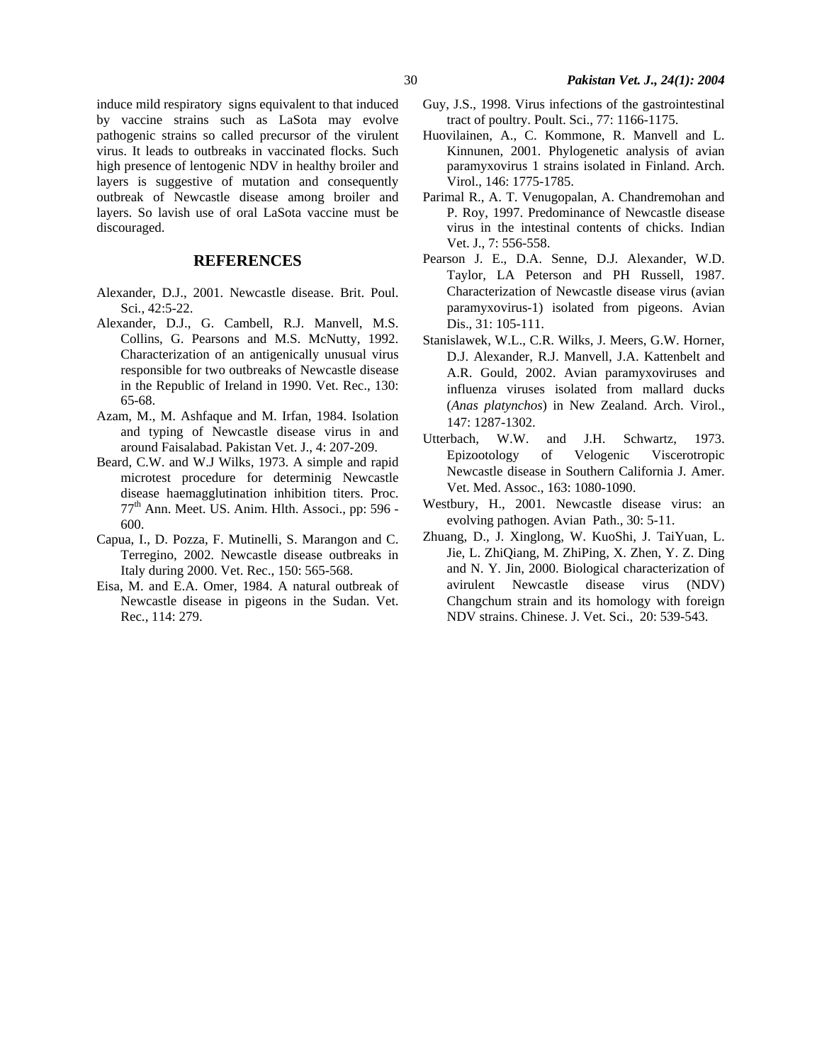induce mild respiratory signs equivalent to that induced by vaccine strains such as LaSota may evolve pathogenic strains so called precursor of the virulent virus. It leads to outbreaks in vaccinated flocks. Such high presence of lentogenic NDV in healthy broiler and layers is suggestive of mutation and consequently outbreak of Newcastle disease among broiler and layers. So lavish use of oral LaSota vaccine must be discouraged.

## REFERENCES

Alexander, D.J., 2001. Newcastle disease. Brit. Poul. Sci., 42:5-22.

Alexander, D.J., G. Cambell, R.J. Manvell, M.S. Collins, G. Pearsons and M.S. McNutty, 1992. Characterization of an antigenically unusual virus responsible for two outbreaks of Newcastle disease in the Republic of Ireland in 1990. Vet. Rec., 130: 65-68.

Azam, M., M. Ashfaque and M. Irfan, 1984. Isolation and typing of Newcastle disease virus in and around Faisalabad. Pakistan Vet. J., 4: 207-209.

Beard, C.W. and W.J Wilks, 1973. A simple and rapid microtest procedure for determinig Newcastle disease haemagglutination inhibition titers. Proc. 77th Ann. Meet. US. Anim. Hlth. Associ., pp: 596 - 600.

Capua, I., D. Pozza, F. Mutinelli, S. Marangon and C. Terregino, 2002. Newcastle disease outbreaks in Italy during 2000. Vet. Rec., 150: 565-568.

Eisa, M. and E.A. Omer, 1984. A natural outbreak of Newcastle disease in pigeons in the Sudan. Vet. Rec., 114: 279.

Guy, J.S., 1998. Virus infections of the gastrointestinal tract of poultry. Poult. Sci., 77: 1166-1175.

Huovilainen, A., C. Kommone, R. Manvell and L. Kinnunen, 2001. Phylogenetic analysis of avian paramyxovirus 1 strains isolated in Finland. Arch. Virol., 146: 1775-1785.

Parimal R., A. T. Venugopalan, A. Chandremohan and P. Roy, 1997. Predominance of Newcastle disease virus in the intestinal contents of chicks. Indian Vet. J., 7: 556-558.

Pearson J. E., D.A. Senne, D.J. Alexander, W.D. Taylor, LA Peterson and PH Russell, 1987. Characterization of Newcastle disease virus (avian paramyxovirus-1) isolated from pigeons. Avian Dis., 31: 105-111.

Stanislawek, W.L., C.R. Wilks, J. Meers, G.W. Horner, D.J. Alexander, R.J. Manvell, J.A. Kattenbelt and A.R. Gould, 2002. Avian paramyxoviruses and influenza viruses isolated from mallard ducks (*Anas platynchos*) in New Zealand. Arch. Virol., 147: 1287-1302.

Utterbach, W.W. and J.H. Schwartz, 1973. Epizootology of Velogenic Viscerotropic Newcastle disease in Southern California J. Amer. Vet. Med. Assoc., 163: 1080-1090.

Westbury, H., 2001. Newcastle disease virus: an evolving pathogen. Avian Path., 30: 5-11.

Zhuang, D., J. Xinglong, W. KuoShi, J. TaiYuan, L. Jie, L. ZhiQiang, M. ZhiPing, X. Zhen, Y. Z. Ding and N. Y. Jin, 2000. Biological characterization of avirulent Newcastle disease virus (NDV) Changchum strain and its homology with foreign NDV strains. Chinese. J. Vet. Sci., 20: 539-543.